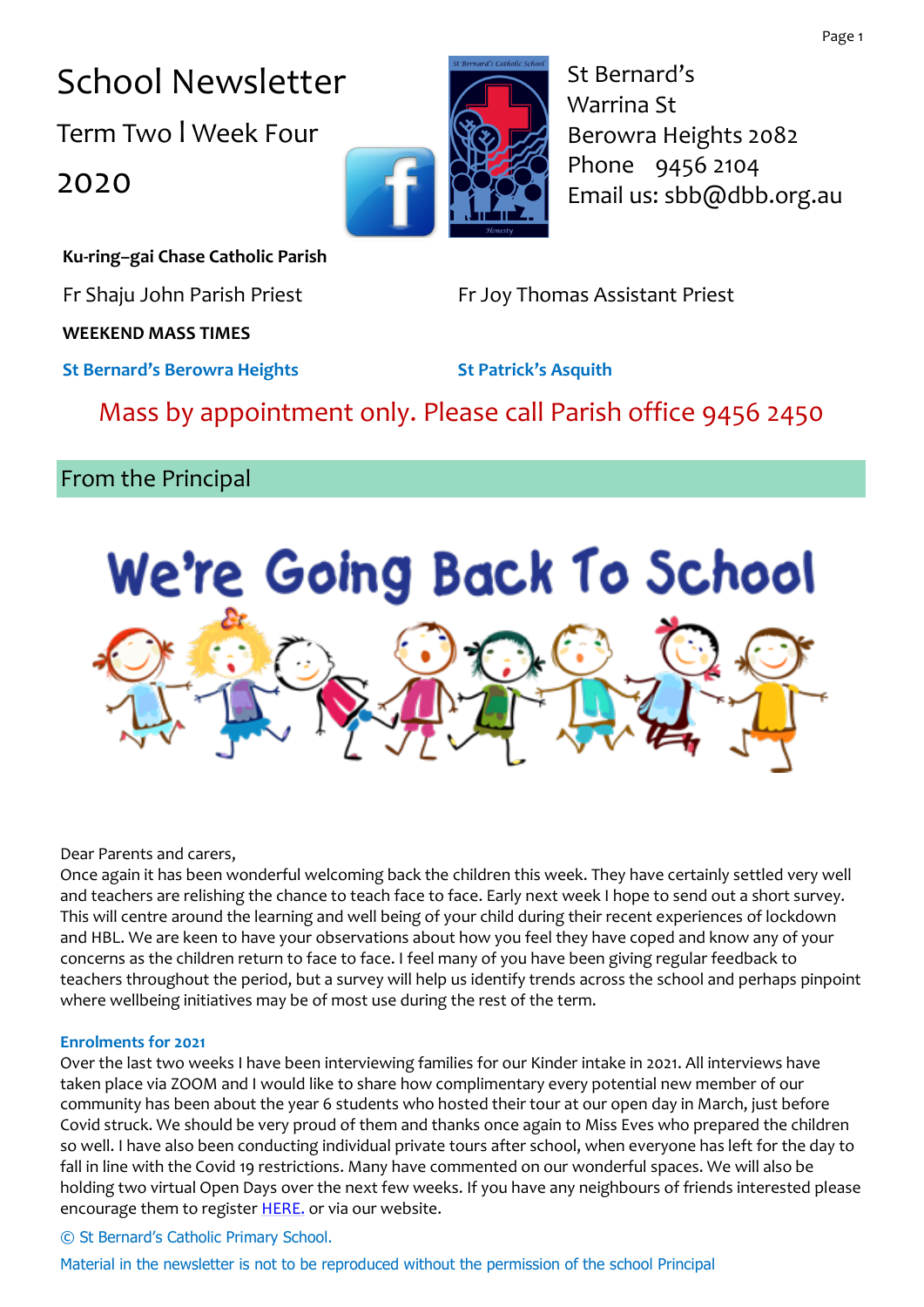# School Newsletter

Term Two l Week Four

2020

St Bernard's
Warrina St
Berowra Heights 2082
Phone 9456 2104
Email us: sbb@dbb.org.au

**Ku-ring–gai Chase Catholic Parish**

Fr Shaju John Parish Priest

Fr Joy Thomas Assistant Priest

**WEEKEND MASS TIMES**

**St Bernard's Berowra Heights**

**St Patrick's Asquith**

Mass by appointment only. Please call Parish office 9456 2450

## From the Principal

We're Going Back To School

Dear Parents and carers,

Once again it has been wonderful welcoming back the children this week. They have certainly settled very well and teachers are relishing the chance to teach face to face. Early next week I hope to send out a short survey. This will centre around the learning and well being of your child during their recent experiences of lockdown and HBL. We are keen to have your observations about how you feel they have coped and know any of your concerns as the children return to face to face. I feel many of you have been giving regular feedback to teachers throughout the period, but a survey will help us identify trends across the school and perhaps pinpoint where wellbeing initiatives may be of most use during the rest of the term.

**Enrolments for 2021**

Over the last two weeks I have been interviewing families for our Kinder intake in 2021. All interviews have taken place via ZOOM and I would like to share how complimentary every potential new member of our community has been about the year 6 students who hosted their tour at our open day in March, just before Covid struck. We should be very proud of them and thanks once again to Miss Eves who prepared the children so well. I have also been conducting individual private tours after school, when everyone has left for the day to fall in line with the Covid 19 restrictions. Many have commented on our wonderful spaces. We will also be holding two virtual Open Days over the next few weeks. If you have any neighbours of friends interested please encourage them to register HERE. or via our website.

© St Bernard's Catholic Primary School.

Material in the newsletter is not to be reproduced without the permission of the school Principal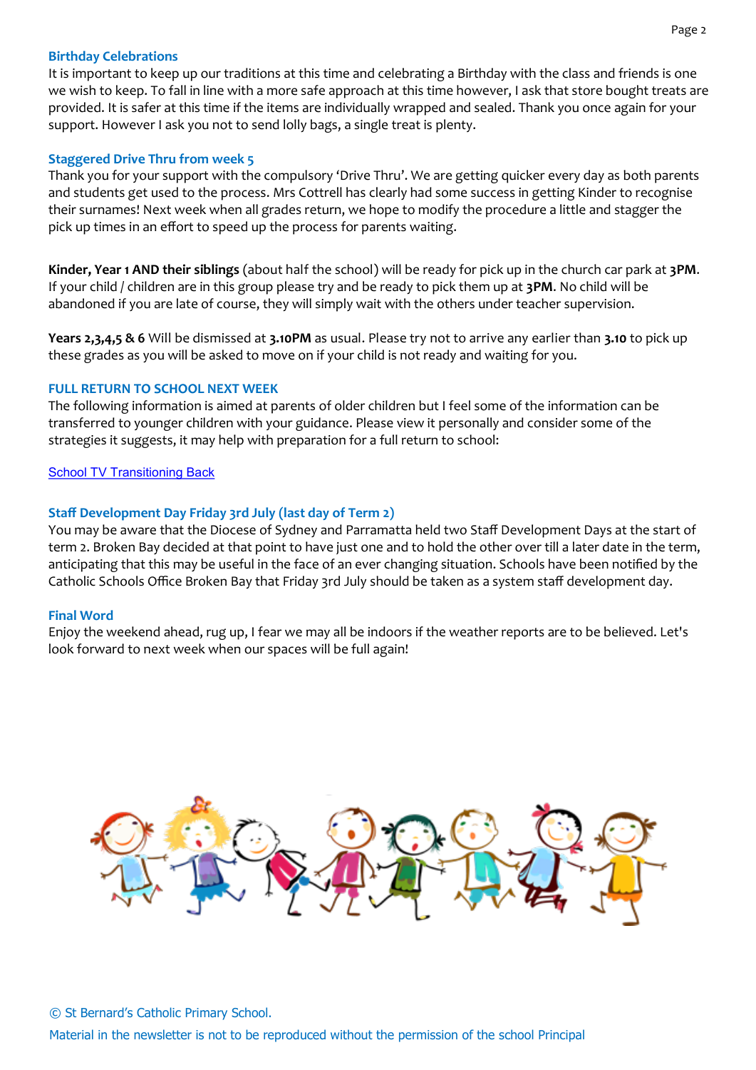## Birthday Celebrations

It is important to keep up our traditions at this time and celebrating a Birthday with the class and friends is one we wish to keep. To fall in line with a more safe approach at this time however, I ask that store bought treats are provided. It is safer at this time if the items are individually wrapped and sealed. Thank you once again for your support. However I ask you not to send lolly bags, a single treat is plenty.

## Staggered Drive Thru from week 5

Thank you for your support with the compulsory 'Drive Thru'. We are getting quicker every day as both parents and students get used to the process. Mrs Cottrell has clearly had some success in getting Kinder to recognise their surnames! Next week when all grades return, we hope to modify the procedure a little and stagger the pick up times in an effort to speed up the process for parents waiting.

**Kinder, Year 1 AND their siblings** (about half the school) will be ready for pick up in the church car park at **3PM**. If your child / children are in this group please try and be ready to pick them up at **3PM**. No child will be abandoned if you are late of course, they will simply wait with the others under teacher supervision.

**Years 2,3,4,5 & 6** Will be dismissed at **3.10PM** as usual. Please try not to arrive any earlier than **3.10** to pick up these grades as you will be asked to move on if your child is not ready and waiting for you.

## FULL RETURN TO SCHOOL NEXT WEEK

The following information is aimed at parents of older children but I feel some of the information can be transferred to younger children with your guidance. Please view it personally and consider some of the strategies it suggests, it may help with preparation for a full return to school:

School TV Transitioning Back

## Staff Development Day Friday 3rd July (last day of Term 2)

You may be aware that the Diocese of Sydney and Parramatta held two Staff Development Days at the start of term 2. Broken Bay decided at that point to have just one and to hold the other over till a later date in the term, anticipating that this may be useful in the face of an ever changing situation. Schools have been notified by the Catholic Schools Office Broken Bay that Friday 3rd July should be taken as a system staff development day.

## Final Word

Enjoy the weekend ahead, rug up, I fear we may all be indoors if the weather reports are to be believed. Let's look forward to next week when our spaces will be full again!

© St Bernard's Catholic Primary School.

Material in the newsletter is not to be reproduced without the permission of the school Principal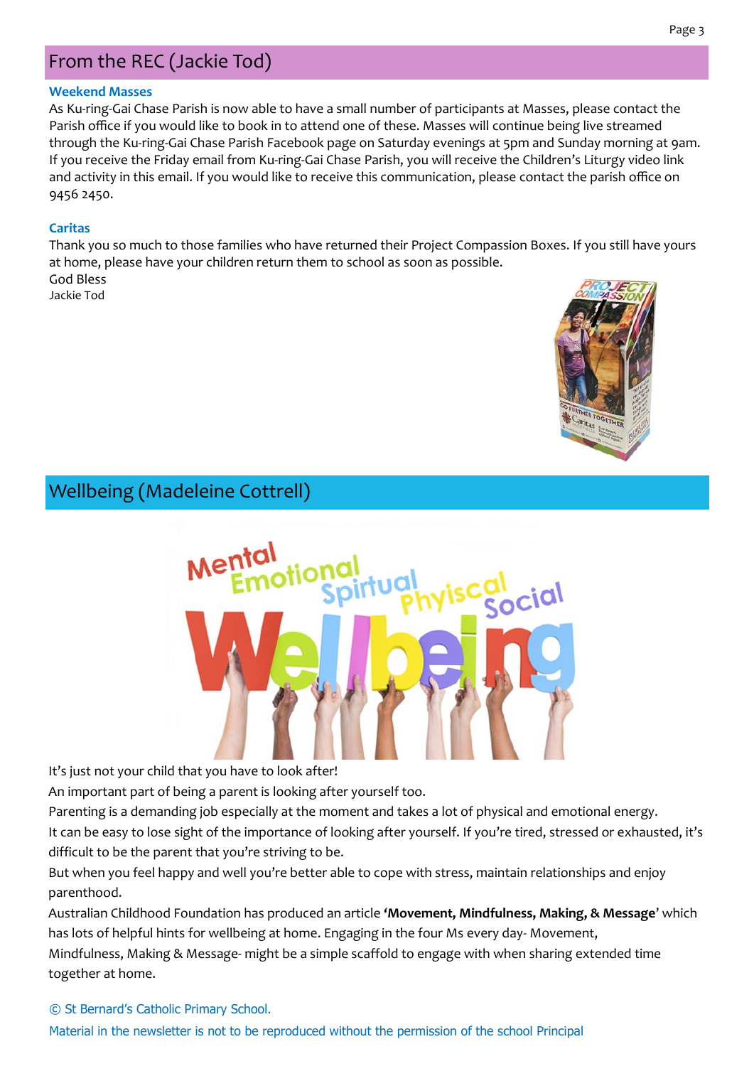## From the REC (Jackie Tod)

### Weekend Masses

As Ku-ring-Gai Chase Parish is now able to have a small number of participants at Masses, please contact the Parish office if you would like to book in to attend one of these. Masses will continue being live streamed through the Ku-ring-Gai Chase Parish Facebook page on Saturday evenings at 5pm and Sunday morning at 9am. If you receive the Friday email from Ku-ring-Gai Chase Parish, you will receive the Children's Liturgy video link and activity in this email. If you would like to receive this communication, please contact the parish office on 9456 2450.

### Caritas

Thank you so much to those families who have returned their Project Compassion Boxes. If you still have yours at home, please have your children return them to school as soon as possible.

God Bless
Jackie Tod

## Wellbeing (Madeleine Cottrell)

It's just not your child that you have to look after!

An important part of being a parent is looking after yourself too.

Parenting is a demanding job especially at the moment and takes a lot of physical and emotional energy.

It can be easy to lose sight of the importance of looking after yourself. If you're tired, stressed or exhausted, it's difficult to be the parent that you're striving to be.

But when you feel happy and well you're better able to cope with stress, maintain relationships and enjoy parenthood.

Australian Childhood Foundation has produced an article **'Movement, Mindfulness, Making, & Message'** which has lots of helpful hints for wellbeing at home. Engaging in the four Ms every day- Movement, Mindfulness, Making & Message- might be a simple scaffold to engage with when sharing extended time together at home.

© St Bernard's Catholic Primary School.
Material in the newsletter is not to be reproduced without the permission of the school Principal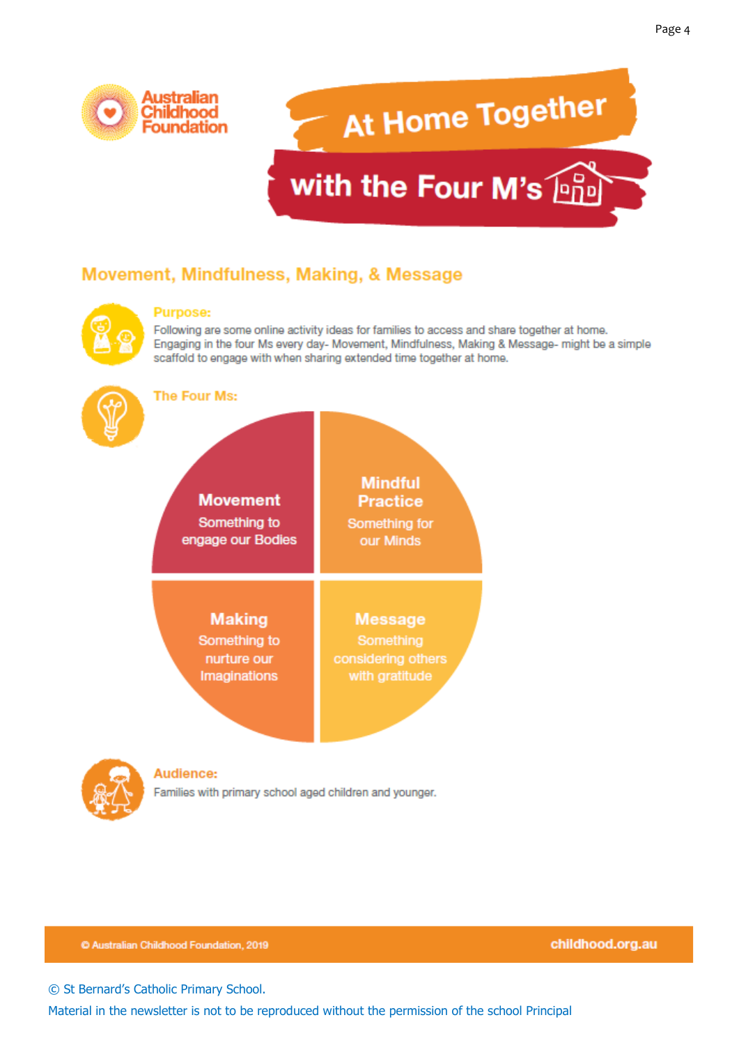Australian Childhood Foundation

# At Home Together with the Four M's

## Movement, Mindfulness, Making, & Message

**Purpose:**

Following are some online activity ideas for families to access and share together at home. Engaging in the four Ms every day- Movement, Mindfulness, Making & Message- might be a simple scaffold to engage with when sharing extended time together at home.

**The Four Ms:**

**Movement**
Something to engage our Bodies

**Mindful Practice**
Something for our Minds

**Making**
Something to nurture our Imaginations

**Message**
Something considering others with gratitude

**Audience:**

Families with primary school aged children and younger.

© Australian Childhood Foundation, 2019 — childhood.org.au

© St Bernard's Catholic Primary School.
Material in the newsletter is not to be reproduced without the permission of the school Principal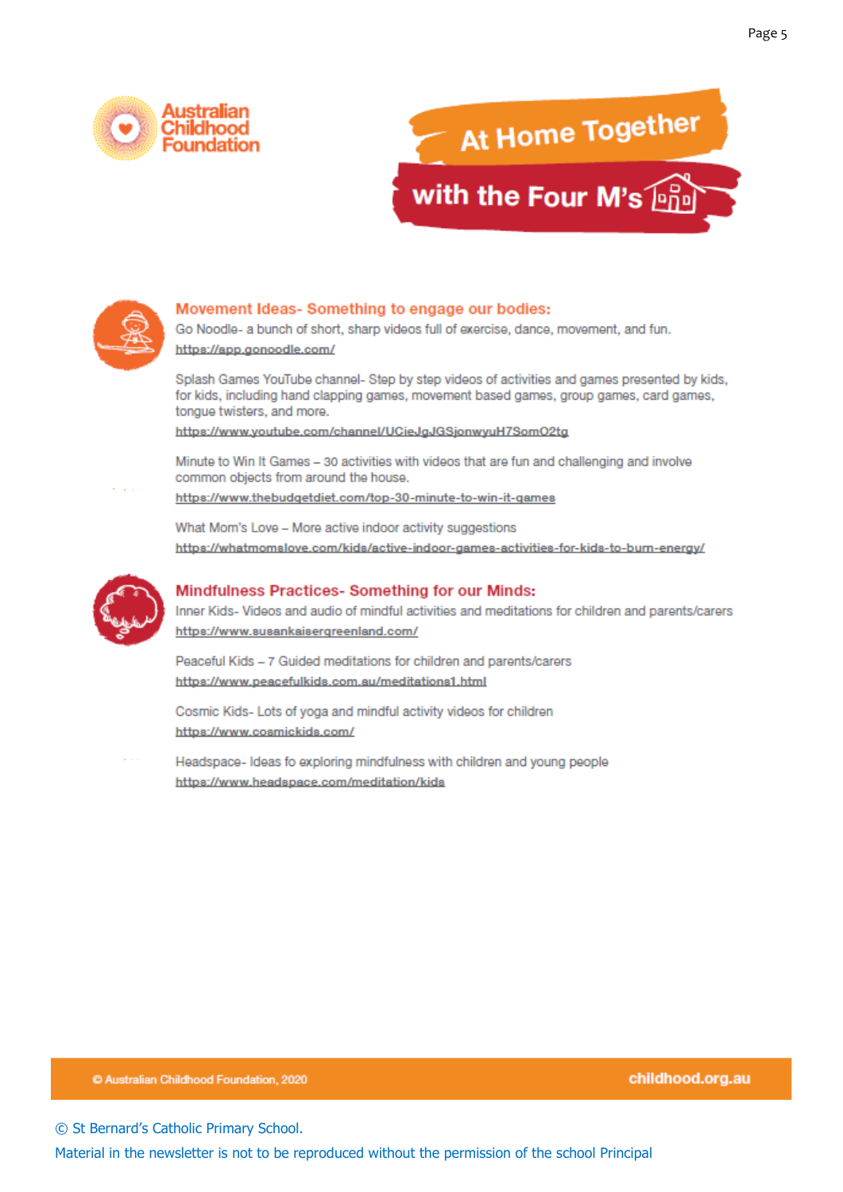Australian Childhood Foundation

# At Home Together with the Four M's

## Movement Ideas- Something to engage our bodies:

Go Noodle- a bunch of short, sharp videos full of exercise, dance, movement, and fun.
https://app.gonoodle.com/

Splash Games YouTube channel- Step by step videos of activities and games presented by kids, for kids, including hand clapping games, movement based games, group games, card games, tongue twisters, and more.
https://www.youtube.com/channel/UCieJgJGSjonwyuH7SomO2tg

Minute to Win It Games – 30 activities with videos that are fun and challenging and involve common objects from around the house.
https://www.thebudgetdiet.com/top-30-minute-to-win-it-games

What Mom's Love – More active indoor activity suggestions
https://whatmomslove.com/kids/active-indoor-games-activities-for-kids-to-burn-energy/

## Mindfulness Practices- Something for our Minds:

Inner Kids- Videos and audio of mindful activities and meditations for children and parents/carers
https://www.susankaisergreenland.com/

Peaceful Kids – 7 Guided meditations for children and parents/carers
https://www.peacefulkids.com.au/meditations1.html

Cosmic Kids- Lots of yoga and mindful activity videos for children
https://www.cosmickids.com/

Headspace- Ideas fo exploring mindfulness with children and young people
https://www.headspace.com/meditation/kids

© Australian Childhood Foundation, 2020 childhood.org.au

© St Bernard's Catholic Primary School.
Material in the newsletter is not to be reproduced without the permission of the school Principal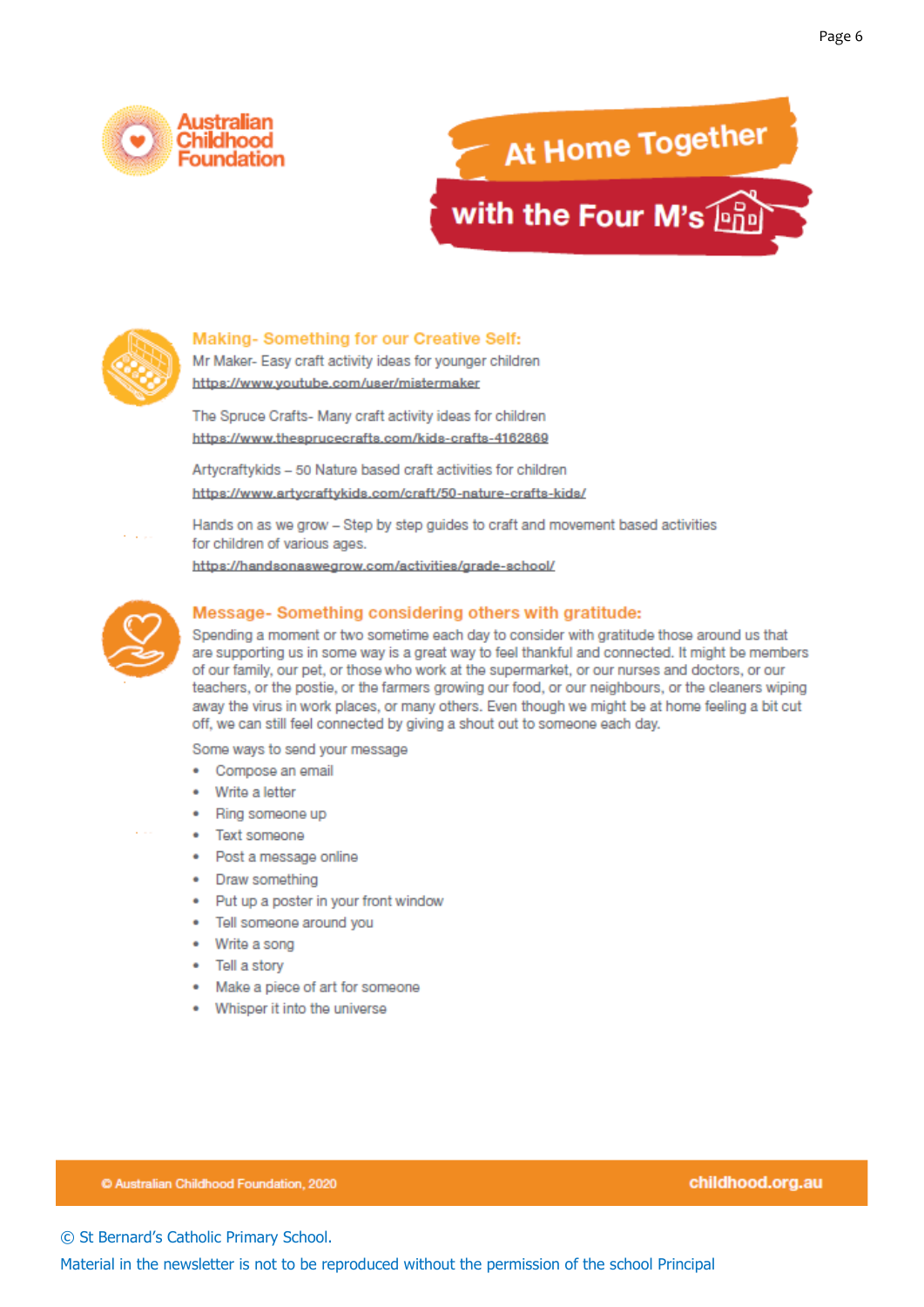Australian Childhood Foundation

# At Home Together with the Four M's

## Making- Something for our Creative Self:

Mr Maker- Easy craft activity ideas for younger children
https://www.youtube.com/user/mistermaker

The Spruce Crafts- Many craft activity ideas for children
https://www.thesprucecrafts.com/kids-crafts-4162869

Artycraftykids – 50 Nature based craft activities for children
https://www.artycraftykids.com/craft/50-nature-crafts-kids/

Hands on as we grow – Step by step guides to craft and movement based activities for children of various ages.
https://handsonaswegrow.com/activities/grade-school/

## Message- Something considering others with gratitude:

Spending a moment or two sometime each day to consider with gratitude those around us that are supporting us in some way is a great way to feel thankful and connected. It might be members of our family, our pet, or those who work at the supermarket, or our nurses and doctors, or our teachers, or the postie, or the farmers growing our food, or our neighbours, or the cleaners wiping away the virus in work places, or many others. Even though we might be at home feeling a bit cut off, we can still feel connected by giving a shout out to someone each day.

Some ways to send your message

- Compose an email
- Write a letter
- Ring someone up
- Text someone
- Post a message online
- Draw something
- Put up a poster in your front window
- Tell someone around you
- Write a song
- Tell a story
- Make a piece of art for someone
- Whisper it into the universe

© Australian Childhood Foundation, 2020 childhood.org.au

© St Bernard's Catholic Primary School.
Material in the newsletter is not to be reproduced without the permission of the school Principal